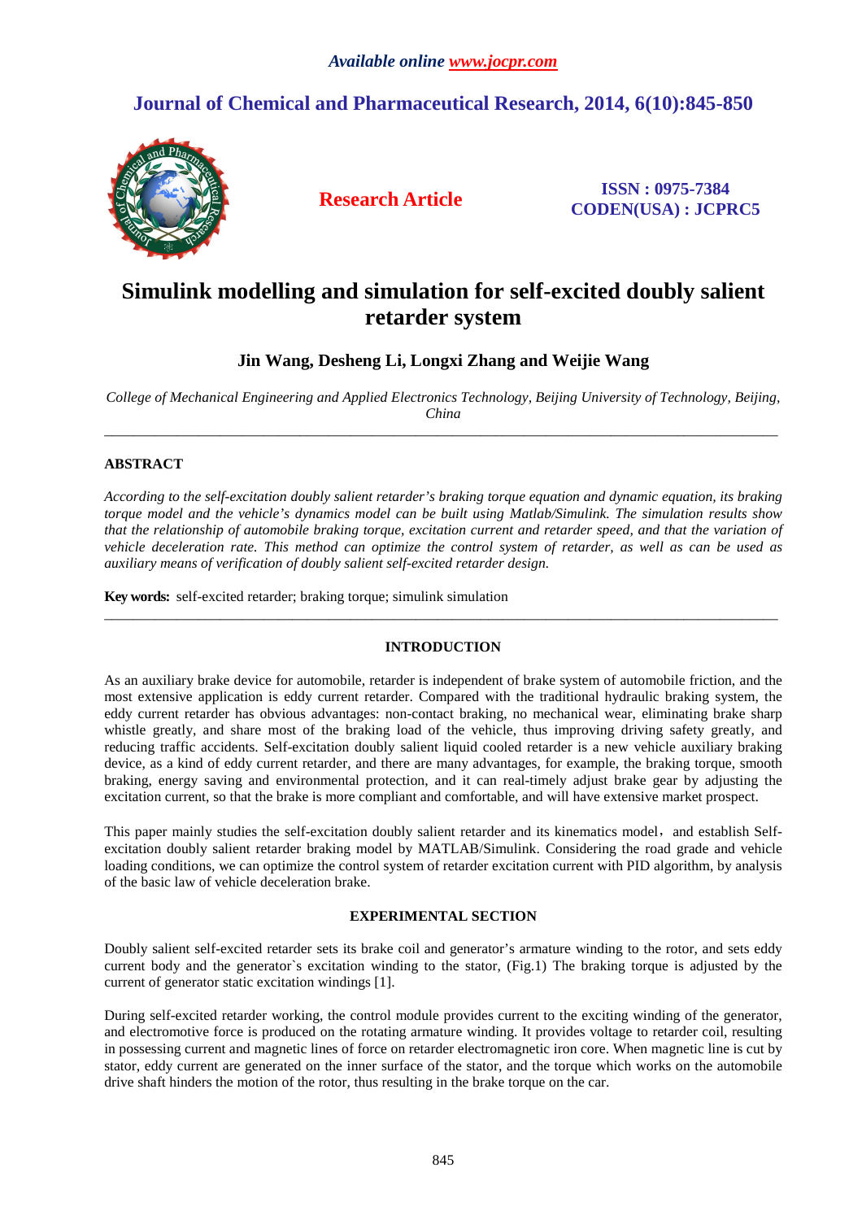*Available online www.jocpr.com*

## Journal of Chemical and Pharmaceutical Research, 2014, 6(10):845-850

**Research Article**

**ISSN : 0975-7384**
**CODEN(USA) : JCPRC5**

# Simulink modelling and simulation for self-excited doubly salient retarder system

### Jin Wang, Desheng Li, Longxi Zhang and Weijie Wang

*College of Mechanical Engineering and Applied Electronics Technology, Beijing University of Technology, Beijing, China*

---

## ABSTRACT

*According to the self-excitation doubly salient retarder's braking torque equation and dynamic equation, its braking torque model and the vehicle's dynamics model can be built using Matlab/Simulink. The simulation results show that the relationship of automobile braking torque, excitation current and retarder speed, and that the variation of vehicle deceleration rate. This method can optimize the control system of retarder, as well as can be used as auxiliary means of verification of doubly salient self-excited retarder design.*

**Key words:** self-excited retarder; braking torque; simulink simulation

---

## INTRODUCTION

As an auxiliary brake device for automobile, retarder is independent of brake system of automobile friction, and the most extensive application is eddy current retarder. Compared with the traditional hydraulic braking system, the eddy current retarder has obvious advantages: non-contact braking, no mechanical wear, eliminating brake sharp whistle greatly, and share most of the braking load of the vehicle, thus improving driving safety greatly, and reducing traffic accidents. Self-excitation doubly salient liquid cooled retarder is a new vehicle auxiliary braking device, as a kind of eddy current retarder, and there are many advantages, for example, the braking torque, smooth braking, energy saving and environmental protection, and it can real-timely adjust brake gear by adjusting the excitation current, so that the brake is more compliant and comfortable, and will have extensive market prospect.

This paper mainly studies the self-excitation doubly salient retarder and its kinematics model, and establish Self-excitation doubly salient retarder braking model by MATLAB/Simulink. Considering the road grade and vehicle loading conditions, we can optimize the control system of retarder excitation current with PID algorithm, by analysis of the basic law of vehicle deceleration brake.

## EXPERIMENTAL SECTION

Doubly salient self-excited retarder sets its brake coil and generator's armature winding to the rotor, and sets eddy current body and the generator`s excitation winding to the stator, (Fig.1) The braking torque is adjusted by the current of generator static excitation windings [1].

During self-excited retarder working, the control module provides current to the exciting winding of the generator, and electromotive force is produced on the rotating armature winding. It provides voltage to retarder coil, resulting in possessing current and magnetic lines of force on retarder electromagnetic iron core. When magnetic line is cut by stator, eddy current are generated on the inner surface of the stator, and the torque which works on the automobile drive shaft hinders the motion of the rotor, thus resulting in the brake torque on the car.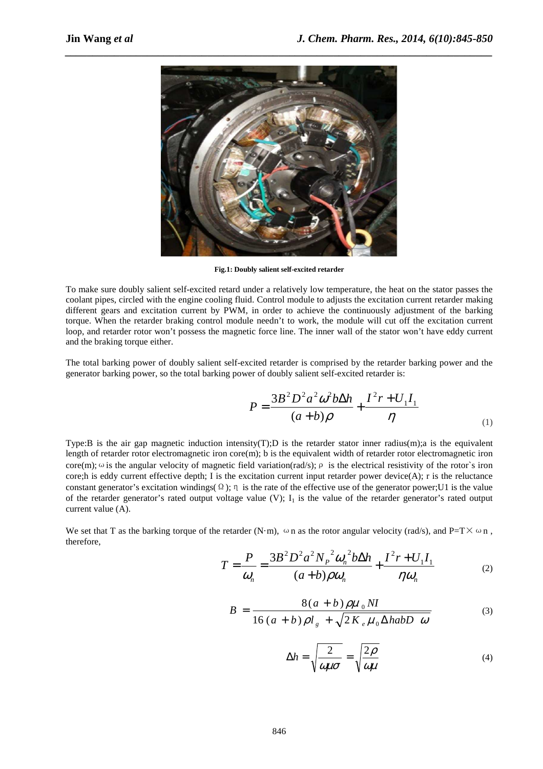**Fig.1: Doubly salient self-excited retarder**

To make sure doubly salient self-excited retard under a relatively low temperature, the heat on the stator passes the coolant pipes, circled with the engine cooling fluid. Control module to adjusts the excitation current retarder making different gears and excitation current by PWM, in order to achieve the continuously adjustment of the barking torque. When the retarder braking control module needn't to work, the module will cut off the excitation current loop, and retarder rotor won't possess the magnetic force line. The inner wall of the stator won't have eddy current and the braking torque either.

The total barking power of doubly salient self-excited retarder is comprised by the retarder barking power and the generator barking power, so the total barking power of doubly salient self-excited retarder is:

$$P = \frac{3B^2 D^2 a^2 \omega^2 b \Delta h}{(a+b)\rho} + \frac{I^2 r + U_1 I_1}{\eta} \tag{1}$$

Type:B is the air gap magnetic induction intensity(T);D is the retarder stator inner radius(m);a is the equivalent length of retarder rotor electromagnetic iron core(m); b is the equivalent width of retarder rotor electromagnetic iron core(m); $\omega$ is the angular velocity of magnetic field variation(rad/s); $\rho$ is the electrical resistivity of the rotor`s iron core;h is eddy current effective depth; I is the excitation current input retarder power device(A); r is the reluctance constant generator's excitation windings($\Omega$); $\eta$ is the rate of the effective use of the generator power;U1 is the value of the retarder generator's rated output voltage value (V); $I_1$ is the value of the retarder generator's rated output current value (A).

We set that T as the barking torque of the retarder (N·m), $\omega$n as the rotor angular velocity (rad/s), and P=T$\times$$\omega$n , therefore,

$$T = \frac{P}{\omega_n} = \frac{3B^2 D^2 a^2 N_P{}^2 \omega_n{}^2 b \Delta h}{(a+b)\rho \omega_n} + \frac{I^2 r + U_1 I_1}{\eta \omega_n} \tag{2}$$

$$B = \frac{8(a+b)\rho \mu_0 NI}{16(a+b)\rho l_g + \sqrt{2K_e \mu_0 \Delta habD \quad \omega}} \tag{3}$$

$$\Delta h = \sqrt{\frac{2}{\omega \mu \sigma}} = \sqrt{\frac{2\rho}{\omega \mu}} \tag{4}$$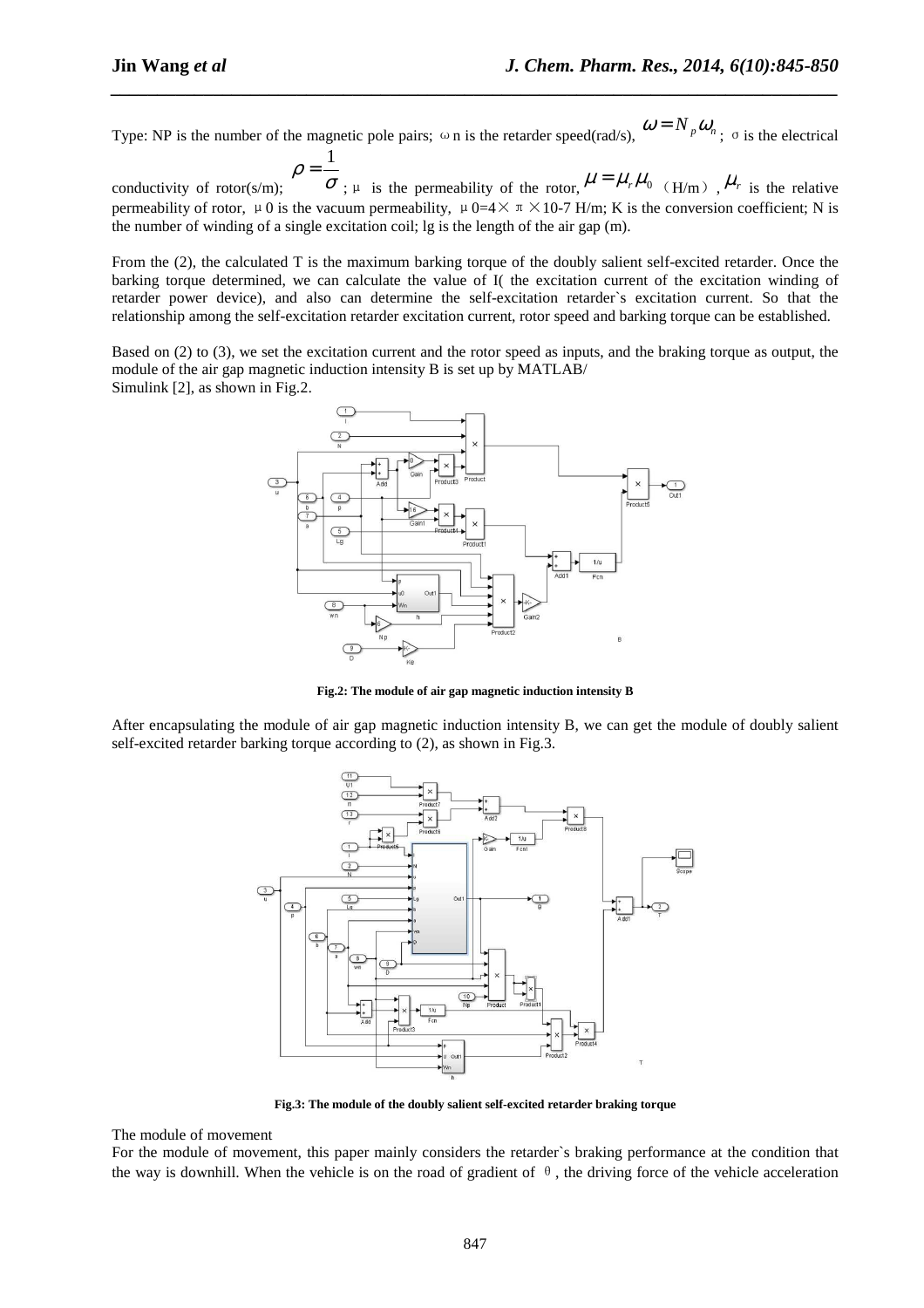Type: NP is the number of the magnetic pole pairs; ωn is the retarder speed(rad/s), $\omega = N_p \omega_n$; σ is the electrical conductivity of rotor(s/m); $\rho = \frac{1}{\sigma}$; μ is the permeability of the rotor, $\mu = \mu_r \mu_0$ （H/m）, $\mu_r$ is the relative permeability of rotor, μ0 is the vacuum permeability, μ0=4×π×10-7 H/m; K is the conversion coefficient; N is the number of winding of a single excitation coil; lg is the length of the air gap (m).

From the (2), the calculated T is the maximum barking torque of the doubly salient self-excited retarder. Once the barking torque determined, we can calculate the value of I( the excitation current of the excitation winding of retarder power device), and also can determine the self-excitation retarder`s excitation current. So that the relationship among the self-excitation retarder excitation current, rotor speed and barking torque can be established.

Based on (2) to (3), we set the excitation current and the rotor speed as inputs, and the braking torque as output, the module of the air gap magnetic induction intensity B is set up by MATLAB/ Simulink [2], as shown in Fig.2.

**Fig.2: The module of air gap magnetic induction intensity B**

After encapsulating the module of air gap magnetic induction intensity B, we can get the module of doubly salient self-excited retarder barking torque according to (2), as shown in Fig.3.

**Fig.3: The module of the doubly salient self-excited retarder braking torque**

The module of movement

For the module of movement, this paper mainly considers the retarder`s braking performance at the condition that the way is downhill. When the vehicle is on the road of gradient of θ, the driving force of the vehicle acceleration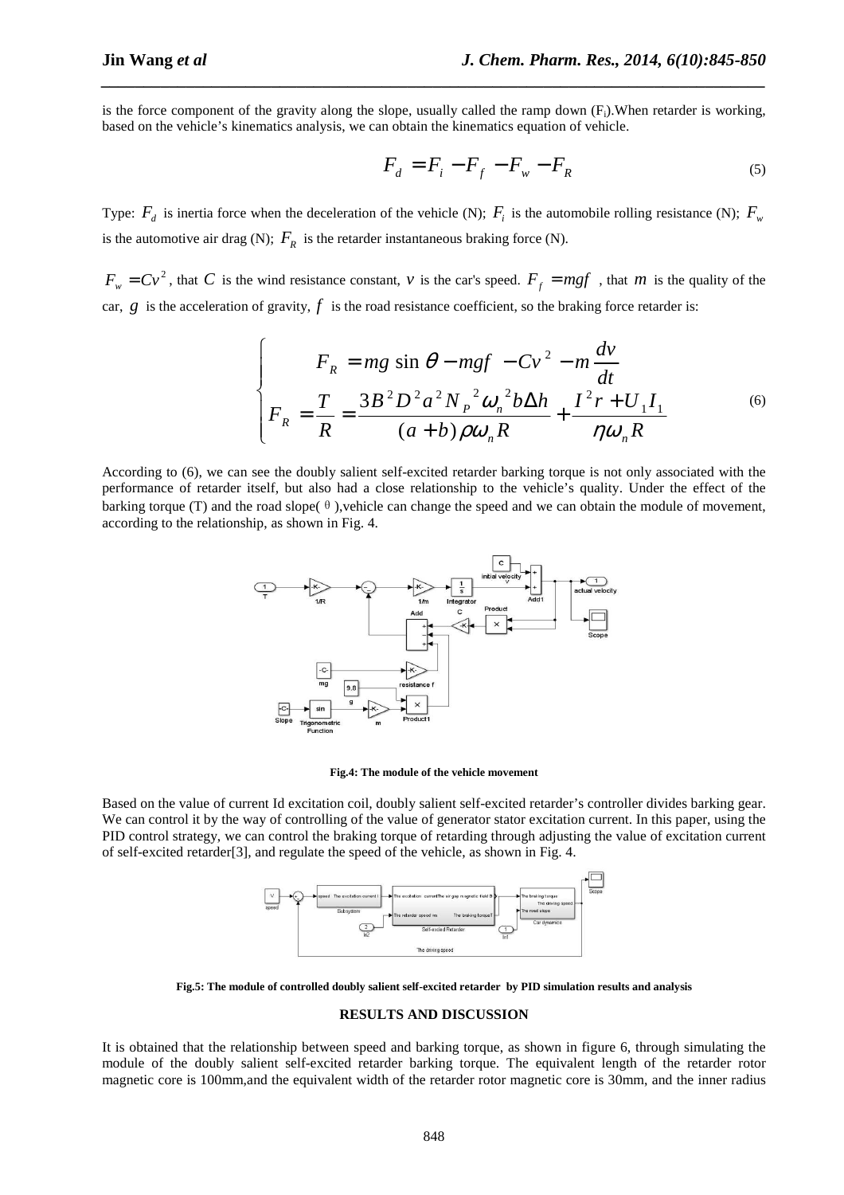is the force component of the gravity along the slope, usually called the ramp down ($F_i$).When retarder is working, based on the vehicle's kinematics analysis, we can obtain the kinematics equation of vehicle.

$$F_d = F_i - F_f - F_w - F_R \tag{5}$$

Type: $F_d$ is inertia force when the deceleration of the vehicle (N); $F_i$ is the automobile rolling resistance (N); $F_w$ is the automotive air drag (N); $F_R$ is the retarder instantaneous braking force (N).

$F_w = Cv^2$, that $C$ is the wind resistance constant, $v$ is the car's speed. $F_f = mgf$, that $m$ is the quality of the car, $g$ is the acceleration of gravity, $f$ is the road resistance coefficient, so the braking force retarder is:

$$\begin{cases} F_R = mg\sin\theta - mgf - Cv^2 - m\dfrac{dv}{dt} \\ F_R = \dfrac{T}{R} = \dfrac{3B^2D^2a^2N_P{}^2\omega_n{}^2 b\Delta h}{(a+b)\rho\omega_n R} + \dfrac{I^2r + U_1I_1}{\eta\omega_n R} \end{cases} \tag{6}$$

According to (6), we can see the doubly salient self-excited retarder barking torque is not only associated with the performance of retarder itself, but also had a close relationship to the vehicle's quality. Under the effect of the barking torque (T) and the road slope( θ ),vehicle can change the speed and we can obtain the module of movement, according to the relationship, as shown in Fig. 4.

**Fig.4: The module of the vehicle movement**

Based on the value of current Id excitation coil, doubly salient self-excited retarder's controller divides barking gear. We can control it by the way of controlling of the value of generator stator excitation current. In this paper, using the PID control strategy, we can control the braking torque of retarding through adjusting the value of excitation current of self-excited retarder[3], and regulate the speed of the vehicle, as shown in Fig. 4.

**Fig.5: The module of controlled doubly salient self-excited retarder by PID simulation results and analysis**

## RESULTS AND DISCUSSION

It is obtained that the relationship between speed and barking torque, as shown in figure 6, through simulating the module of the doubly salient self-excited retarder barking torque. The equivalent length of the retarder rotor magnetic core is 100mm,and the equivalent width of the retarder rotor magnetic core is 30mm, and the inner radius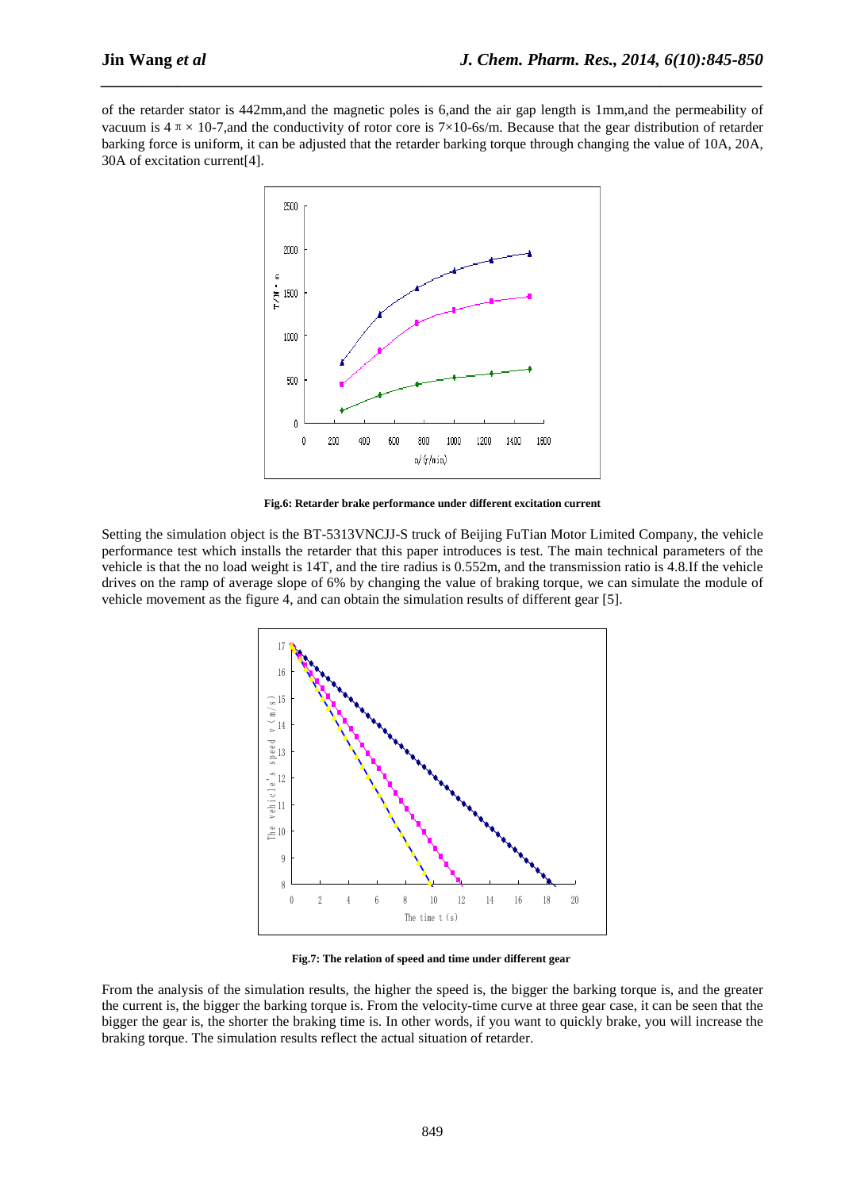of the retarder stator is 442mm,and the magnetic poles is 6,and the air gap length is 1mm,and the permeability of vacuum is $4\pi \times 10\text{-}7$,and the conductivity of rotor core is $7\times10\text{-}6$s/m. Because that the gear distribution of retarder barking force is uniform, it can be adjusted that the retarder barking torque through changing the value of 10A, 20A, 30A of excitation current[4].

**Fig.6: Retarder brake performance under different excitation current**

Setting the simulation object is the BT-5313VNCJJ-S truck of Beijing FuTian Motor Limited Company, the vehicle performance test which installs the retarder that this paper introduces is test. The main technical parameters of the vehicle is that the no load weight is 14T, and the tire radius is 0.552m, and the transmission ratio is 4.8.If the vehicle drives on the ramp of average slope of 6% by changing the value of braking torque, we can simulate the module of vehicle movement as the figure 4, and can obtain the simulation results of different gear [5].

**Fig.7: The relation of speed and time under different gear**

From the analysis of the simulation results, the higher the speed is, the bigger the barking torque is, and the greater the current is, the bigger the barking torque is. From the velocity-time curve at three gear case, it can be seen that the bigger the gear is, the shorter the braking time is. In other words, if you want to quickly brake, you will increase the braking torque. The simulation results reflect the actual situation of retarder.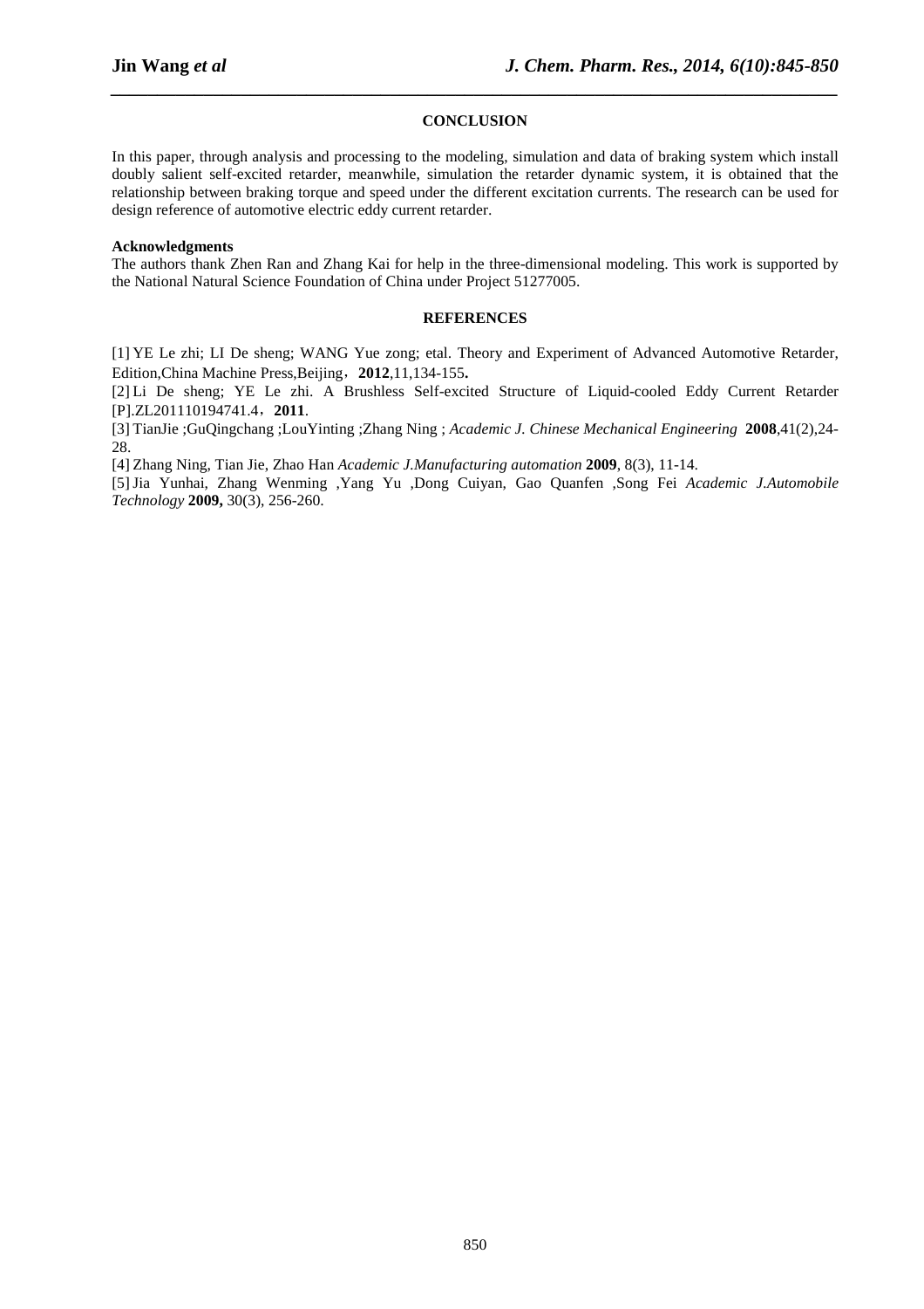## CONCLUSION

In this paper, through analysis and processing to the modeling, simulation and data of braking system which install doubly salient self-excited retarder, meanwhile, simulation the retarder dynamic system, it is obtained that the relationship between braking torque and speed under the different excitation currents. The research can be used for design reference of automotive electric eddy current retarder.

**Acknowledgments**

The authors thank Zhen Ran and Zhang Kai for help in the three-dimensional modeling. This work is supported by the National Natural Science Foundation of China under Project 51277005.

## REFERENCES

[1] YE Le zhi; LI De sheng; WANG Yue zong; etal. Theory and Experiment of Advanced Automotive Retarder, Edition,China Machine Press,Beijing，**2012**,11,134-155**.**

[2] Li De sheng; YE Le zhi. A Brushless Self-excited Structure of Liquid-cooled Eddy Current Retarder [P].ZL201110194741.4，**2011**.

[3] TianJie ;GuQingchang ;LouYinting ;Zhang Ning ; *Academic J. Chinese Mechanical Engineering* **2008**,41(2),24-28.

[4] Zhang Ning, Tian Jie, Zhao Han *Academic J.Manufacturing automation* **2009**, 8(3), 11-14.

[5] Jia Yunhai, Zhang Wenming ,Yang Yu ,Dong Cuiyan, Gao Quanfen ,Song Fei *Academic J.Automobile Technology* **2009,** 30(3), 256-260.